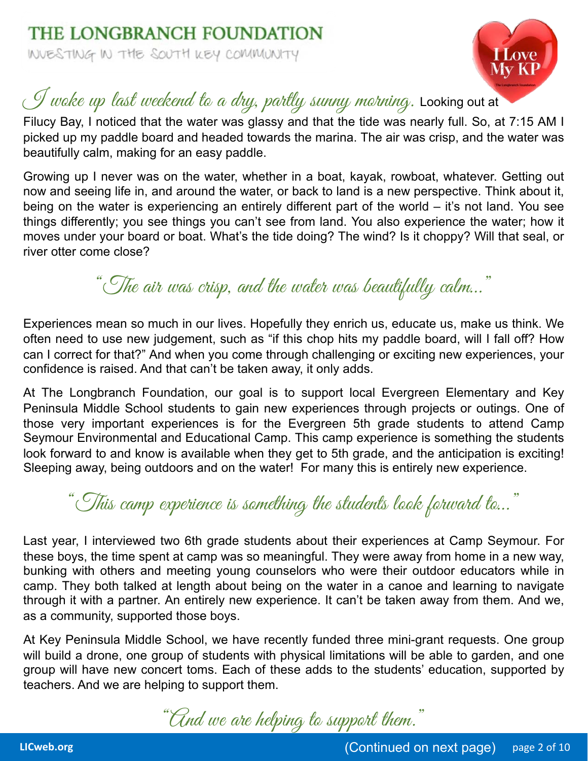# THE LONGBRANCH FOUNDATION

INVESTING IN THE SOUTH KEY COMMUNITY

I Love My KP

*I woke up last weekend to a dry, partly sunny morning.* Looking out at Filucy Bay, I noticed that the water was glassy and that the tide was nearly full. So, at 7:15 AM I picked up my paddle board and headed towards the marina. The air was crisp, and the water was beautifully calm, making for an easy paddle.

Growing up I never was on the water, whether in a boat, kayak, rowboat, whatever. Getting out now and seeing life in, and around the water, or back to land is a new perspective. Think about it, being on the water is experiencing an entirely different part of the world – it's not land. You see things differently; you see things you can't see from land. You also experience the water; how it moves under your board or boat. What's the tide doing? The wind? Is it choppy? Will that seal, or river otter come close?

> *"The air was crisp, and the water was beautifully calm..."*

Experiences mean so much in our lives. Hopefully they enrich us, educate us, make us think. We often need to use new judgement, such as "if this chop hits my paddle board, will I fall off? How can I correct for that?" And when you come through challenging or exciting new experiences, your confidence is raised. And that can't be taken away, it only adds.

At The Longbranch Foundation, our goal is to support local Evergreen Elementary and Key Peninsula Middle School students to gain new experiences through projects or outings. One of those very important experiences is for the Evergreen 5th grade students to attend Camp Seymour Environmental and Educational Camp. This camp experience is something the students look forward to and know is available when they get to 5th grade, and the anticipation is exciting! Sleeping away, being outdoors and on the water! For many this is entirely new experience.

> *"This camp experience is something the students look forward to..."*

Last year, I interviewed two 6th grade students about their experiences at Camp Seymour. For these boys, the time spent at camp was so meaningful. They were away from home in a new way, bunking with others and meeting young counselors who were their outdoor educators while in camp. They both talked at length about being on the water in a canoe and learning to navigate through it with a partner. An entirely new experience. It can't be taken away from them. And we, as a community, supported those boys.

At Key Peninsula Middle School, we have recently funded three mini-grant requests. One group will build a drone, one group of students with physical limitations will be able to garden, and one group will have new concert toms. Each of these adds to the students' education, supported by teachers. And we are helping to support them.

> *"And we are helping to support them."*

(Continued on next page)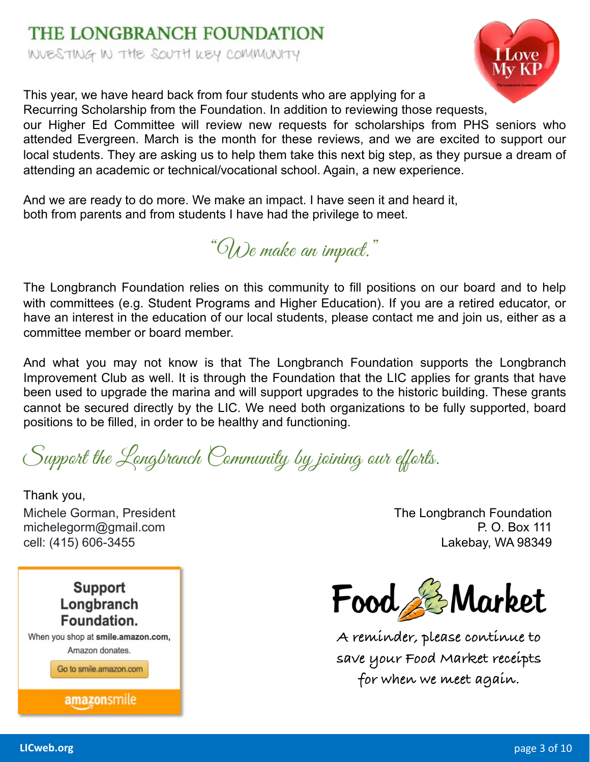# THE LONGBRANCH FOUNDATION

INVESTING IN THE SOUTH KEY COMMUNITY

This year, we have heard back from four students who are applying for a Recurring Scholarship from the Foundation. In addition to reviewing those requests, our Higher Ed Committee will review new requests for scholarships from PHS seniors who attended Evergreen. March is the month for these reviews, and we are excited to support our local students. They are asking us to help them take this next big step, as they pursue a dream of attending an academic or technical/vocational school. Again, a new experience.

And we are ready to do more. We make an impact. I have seen it and heard it, both from parents and from students I have had the privilege to meet.

*"We make an impact."*

The Longbranch Foundation relies on this community to fill positions on our board and to help with committees (e.g. Student Programs and Higher Education). If you are a retired educator, or have an interest in the education of our local students, please contact me and join us, either as a committee member or board member.

And what you may not know is that The Longbranch Foundation supports the Longbranch Improvement Club as well. It is through the Foundation that the LIC applies for grants that have been used to upgrade the marina and will support upgrades to the historic building. These grants cannot be secured directly by the LIC. We need both organizations to be fully supported, board positions to be filled, in order to be healthy and functioning.

*Support the Longbranch Community by joining our efforts.*

Thank you,
Michele Gorman, President
michelegorm@gmail.com
cell: (415) 606-3455

The Longbranch Foundation
P. O. Box 111
Lakebay, WA 98349

**Support Longbranch Foundation.**

When you shop at **smile.amazon.com,** Amazon donates.

Go to smile.amazon.com

amazonsmile

**Food Market**

A reminder, please continue to save your Food Market receipts for when we meet again.